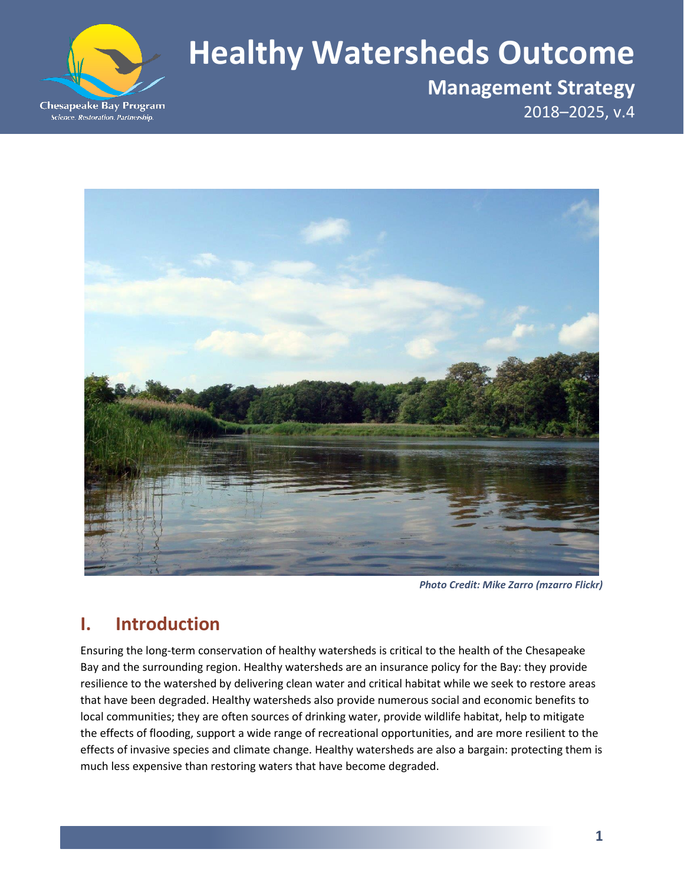# Healthy Watersheds Outcome

## Management Strategy

2018–2025, v.4

*Photo Credit: Mike Zarro (mzarro Flickr)*

## I. Introduction

Ensuring the long-term conservation of healthy watersheds is critical to the health of the Chesapeake Bay and the surrounding region. Healthy watersheds are an insurance policy for the Bay: they provide resilience to the watershed by delivering clean water and critical habitat while we seek to restore areas that have been degraded. Healthy watersheds also provide numerous social and economic benefits to local communities; they are often sources of drinking water, provide wildlife habitat, help to mitigate the effects of flooding, support a wide range of recreational opportunities, and are more resilient to the effects of invasive species and climate change. Healthy watersheds are also a bargain: protecting them is much less expensive than restoring waters that have become degraded.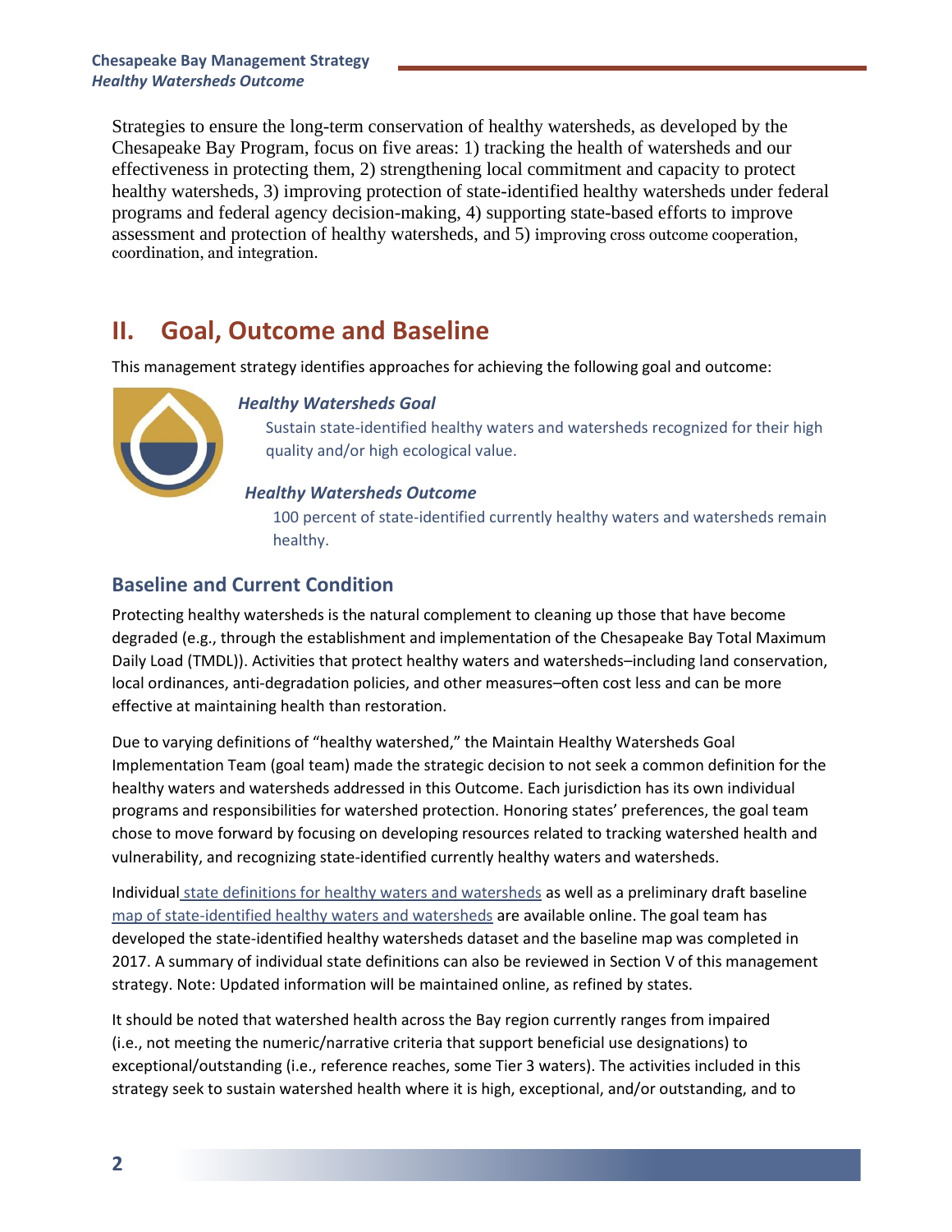Strategies to ensure the long-term conservation of healthy watersheds, as developed by the Chesapeake Bay Program, focus on five areas: 1) tracking the health of watersheds and our effectiveness in protecting them, 2) strengthening local commitment and capacity to protect healthy watersheds, 3) improving protection of state-identified healthy watersheds under federal programs and federal agency decision-making, 4) supporting state-based efforts to improve assessment and protection of healthy watersheds, and 5) improving cross outcome cooperation, coordination, and integration.

## II. Goal, Outcome and Baseline

This management strategy identifies approaches for achieving the following goal and outcome:

***Healthy Watersheds Goal***

Sustain state-identified healthy waters and watersheds recognized for their high quality and/or high ecological value.

***Healthy Watersheds Outcome***

100 percent of state-identified currently healthy waters and watersheds remain healthy.

### Baseline and Current Condition

Protecting healthy watersheds is the natural complement to cleaning up those that have become degraded (e.g., through the establishment and implementation of the Chesapeake Bay Total Maximum Daily Load (TMDL)). Activities that protect healthy waters and watersheds–including land conservation, local ordinances, anti-degradation policies, and other measures–often cost less and can be more effective at maintaining health than restoration.

Due to varying definitions of "healthy watershed," the Maintain Healthy Watersheds Goal Implementation Team (goal team) made the strategic decision to not seek a common definition for the healthy waters and watersheds addressed in this Outcome. Each jurisdiction has its own individual programs and responsibilities for watershed protection. Honoring states' preferences, the goal team chose to move forward by focusing on developing resources related to tracking watershed health and vulnerability, and recognizing state-identified currently healthy waters and watersheds.

Individual state definitions for healthy waters and watersheds as well as a preliminary draft baseline map of state-identified healthy waters and watersheds are available online. The goal team has developed the state-identified healthy watersheds dataset and the baseline map was completed in 2017. A summary of individual state definitions can also be reviewed in Section V of this management strategy. Note: Updated information will be maintained online, as refined by states.

It should be noted that watershed health across the Bay region currently ranges from impaired (i.e., not meeting the numeric/narrative criteria that support beneficial use designations) to exceptional/outstanding (i.e., reference reaches, some Tier 3 waters). The activities included in this strategy seek to sustain watershed health where it is high, exceptional, and/or outstanding, and to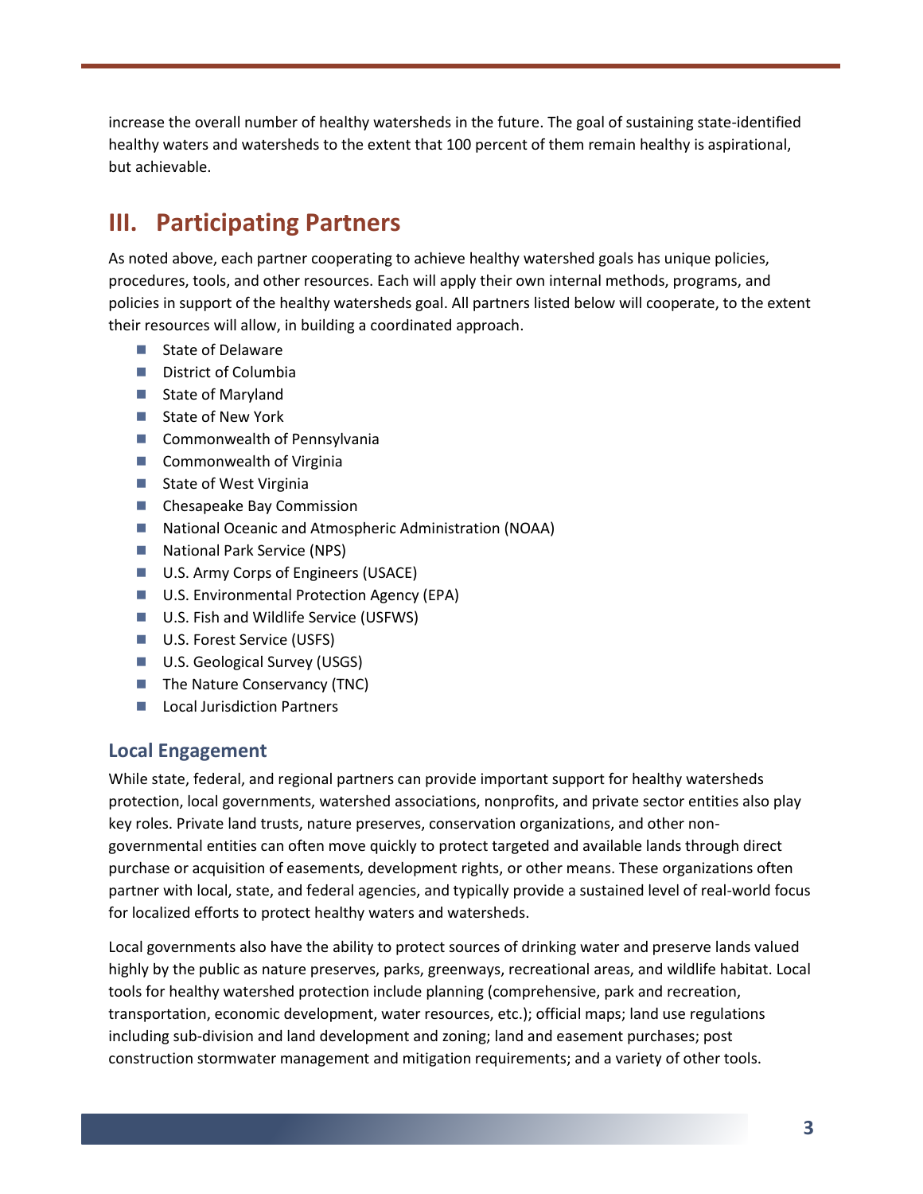increase the overall number of healthy watersheds in the future. The goal of sustaining state-identified healthy waters and watersheds to the extent that 100 percent of them remain healthy is aspirational, but achievable.

# III. Participating Partners

As noted above, each partner cooperating to achieve healthy watershed goals has unique policies, procedures, tools, and other resources. Each will apply their own internal methods, programs, and policies in support of the healthy watersheds goal. All partners listed below will cooperate, to the extent their resources will allow, in building a coordinated approach.

- State of Delaware
- District of Columbia
- State of Maryland
- State of New York
- Commonwealth of Pennsylvania
- Commonwealth of Virginia
- State of West Virginia
- Chesapeake Bay Commission
- National Oceanic and Atmospheric Administration (NOAA)
- National Park Service (NPS)
- U.S. Army Corps of Engineers (USACE)
- U.S. Environmental Protection Agency (EPA)
- U.S. Fish and Wildlife Service (USFWS)
- U.S. Forest Service (USFS)
- U.S. Geological Survey (USGS)
- The Nature Conservancy (TNC)
- Local Jurisdiction Partners

## Local Engagement

While state, federal, and regional partners can provide important support for healthy watersheds protection, local governments, watershed associations, nonprofits, and private sector entities also play key roles. Private land trusts, nature preserves, conservation organizations, and other non-governmental entities can often move quickly to protect targeted and available lands through direct purchase or acquisition of easements, development rights, or other means. These organizations often partner with local, state, and federal agencies, and typically provide a sustained level of real-world focus for localized efforts to protect healthy waters and watersheds.

Local governments also have the ability to protect sources of drinking water and preserve lands valued highly by the public as nature preserves, parks, greenways, recreational areas, and wildlife habitat. Local tools for healthy watershed protection include planning (comprehensive, park and recreation, transportation, economic development, water resources, etc.); official maps; land use regulations including sub-division and land development and zoning; land and easement purchases; post construction stormwater management and mitigation requirements; and a variety of other tools.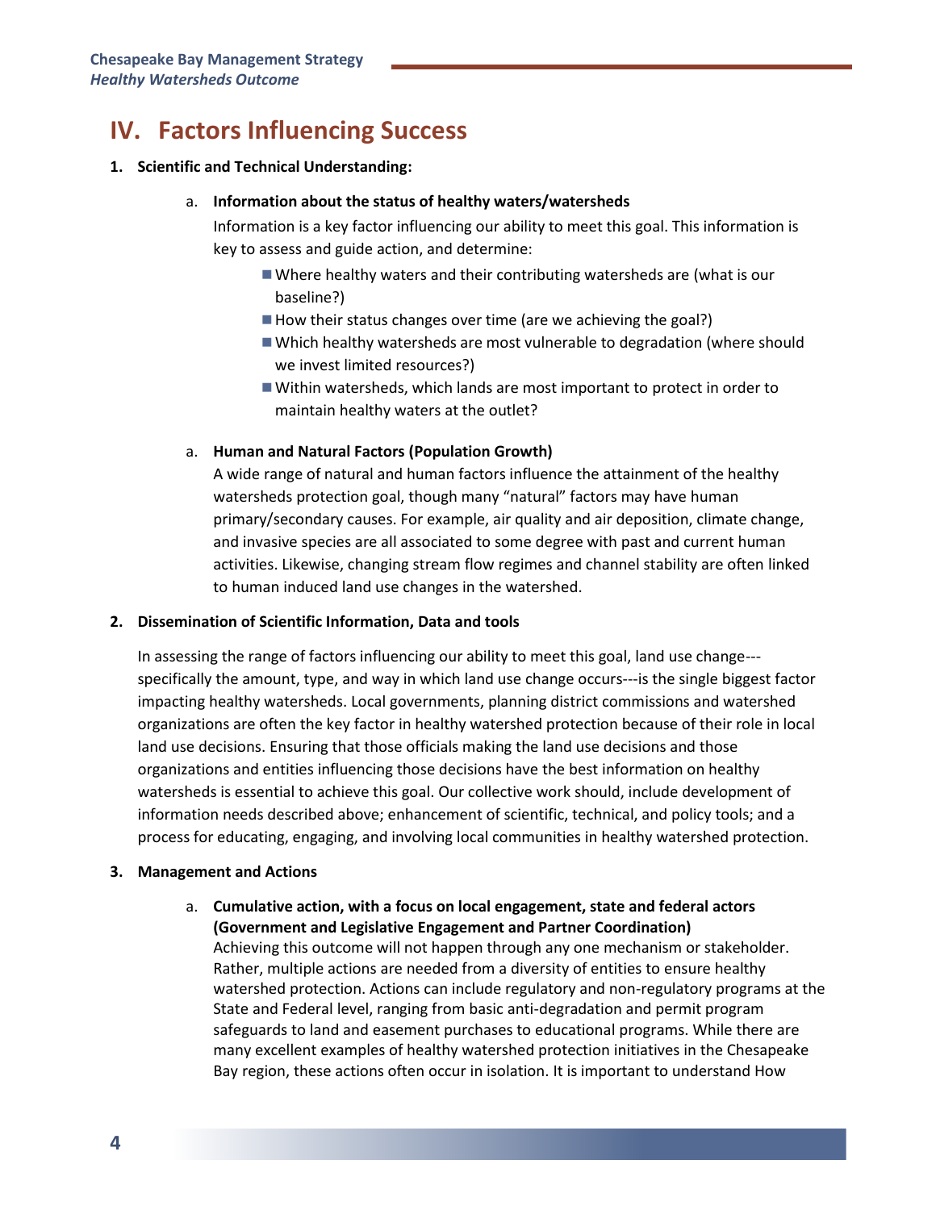# IV. Factors Influencing Success

**1. Scientific and Technical Understanding:**

   a. **Information about the status of healthy waters/watersheds**

   Information is a key factor influencing our ability to meet this goal. This information is key to assess and guide action, and determine:

   - Where healthy waters and their contributing watersheds are (what is our baseline?)
   - How their status changes over time (are we achieving the goal?)
   - Which healthy watersheds are most vulnerable to degradation (where should we invest limited resources?)
   - Within watersheds, which lands are most important to protect in order to maintain healthy waters at the outlet?

   a. **Human and Natural Factors (Population Growth)**

   A wide range of natural and human factors influence the attainment of the healthy watersheds protection goal, though many "natural" factors may have human primary/secondary causes. For example, air quality and air deposition, climate change, and invasive species are all associated to some degree with past and current human activities. Likewise, changing stream flow regimes and channel stability are often linked to human induced land use changes in the watershed.

**2. Dissemination of Scientific Information, Data and tools**

In assessing the range of factors influencing our ability to meet this goal, land use change---specifically the amount, type, and way in which land use change occurs---is the single biggest factor impacting healthy watersheds. Local governments, planning district commissions and watershed organizations are often the key factor in healthy watershed protection because of their role in local land use decisions. Ensuring that those officials making the land use decisions and those organizations and entities influencing those decisions have the best information on healthy watersheds is essential to achieve this goal. Our collective work should, include development of information needs described above; enhancement of scientific, technical, and policy tools; and a process for educating, engaging, and involving local communities in healthy watershed protection.

**3. Management and Actions**

   a. **Cumulative action, with a focus on local engagement, state and federal actors (Government and Legislative Engagement and Partner Coordination)**

   Achieving this outcome will not happen through any one mechanism or stakeholder. Rather, multiple actions are needed from a diversity of entities to ensure healthy watershed protection. Actions can include regulatory and non-regulatory programs at the State and Federal level, ranging from basic anti-degradation and permit program safeguards to land and easement purchases to educational programs. While there are many excellent examples of healthy watershed protection initiatives in the Chesapeake Bay region, these actions often occur in isolation. It is important to understand How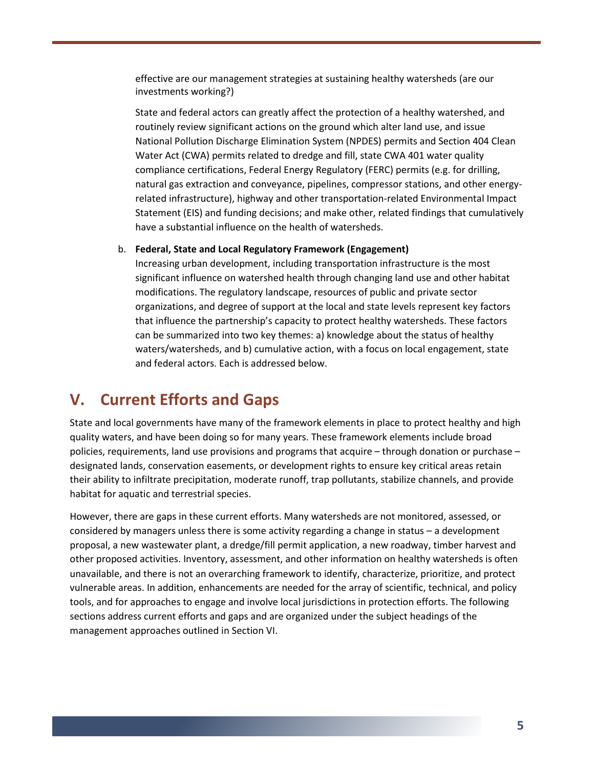effective are our management strategies at sustaining healthy watersheds (are our investments working?)

State and federal actors can greatly affect the protection of a healthy watershed, and routinely review significant actions on the ground which alter land use, and issue National Pollution Discharge Elimination System (NPDES) permits and Section 404 Clean Water Act (CWA) permits related to dredge and fill, state CWA 401 water quality compliance certifications, Federal Energy Regulatory (FERC) permits (e.g. for drilling, natural gas extraction and conveyance, pipelines, compressor stations, and other energy-related infrastructure), highway and other transportation-related Environmental Impact Statement (EIS) and funding decisions; and make other, related findings that cumulatively have a substantial influence on the health of watersheds.

b. **Federal, State and Local Regulatory Framework (Engagement)**
Increasing urban development, including transportation infrastructure is the most significant influence on watershed health through changing land use and other habitat modifications. The regulatory landscape, resources of public and private sector organizations, and degree of support at the local and state levels represent key factors that influence the partnership's capacity to protect healthy watersheds. These factors can be summarized into two key themes: a) knowledge about the status of healthy waters/watersheds, and b) cumulative action, with a focus on local engagement, state and federal actors. Each is addressed below.

# V. Current Efforts and Gaps

State and local governments have many of the framework elements in place to protect healthy and high quality waters, and have been doing so for many years. These framework elements include broad policies, requirements, land use provisions and programs that acquire – through donation or purchase – designated lands, conservation easements, or development rights to ensure key critical areas retain their ability to infiltrate precipitation, moderate runoff, trap pollutants, stabilize channels, and provide habitat for aquatic and terrestrial species.

However, there are gaps in these current efforts. Many watersheds are not monitored, assessed, or considered by managers unless there is some activity regarding a change in status – a development proposal, a new wastewater plant, a dredge/fill permit application, a new roadway, timber harvest and other proposed activities. Inventory, assessment, and other information on healthy watersheds is often unavailable, and there is not an overarching framework to identify, characterize, prioritize, and protect vulnerable areas. In addition, enhancements are needed for the array of scientific, technical, and policy tools, and for approaches to engage and involve local jurisdictions in protection efforts. The following sections address current efforts and gaps and are organized under the subject headings of the management approaches outlined in Section VI.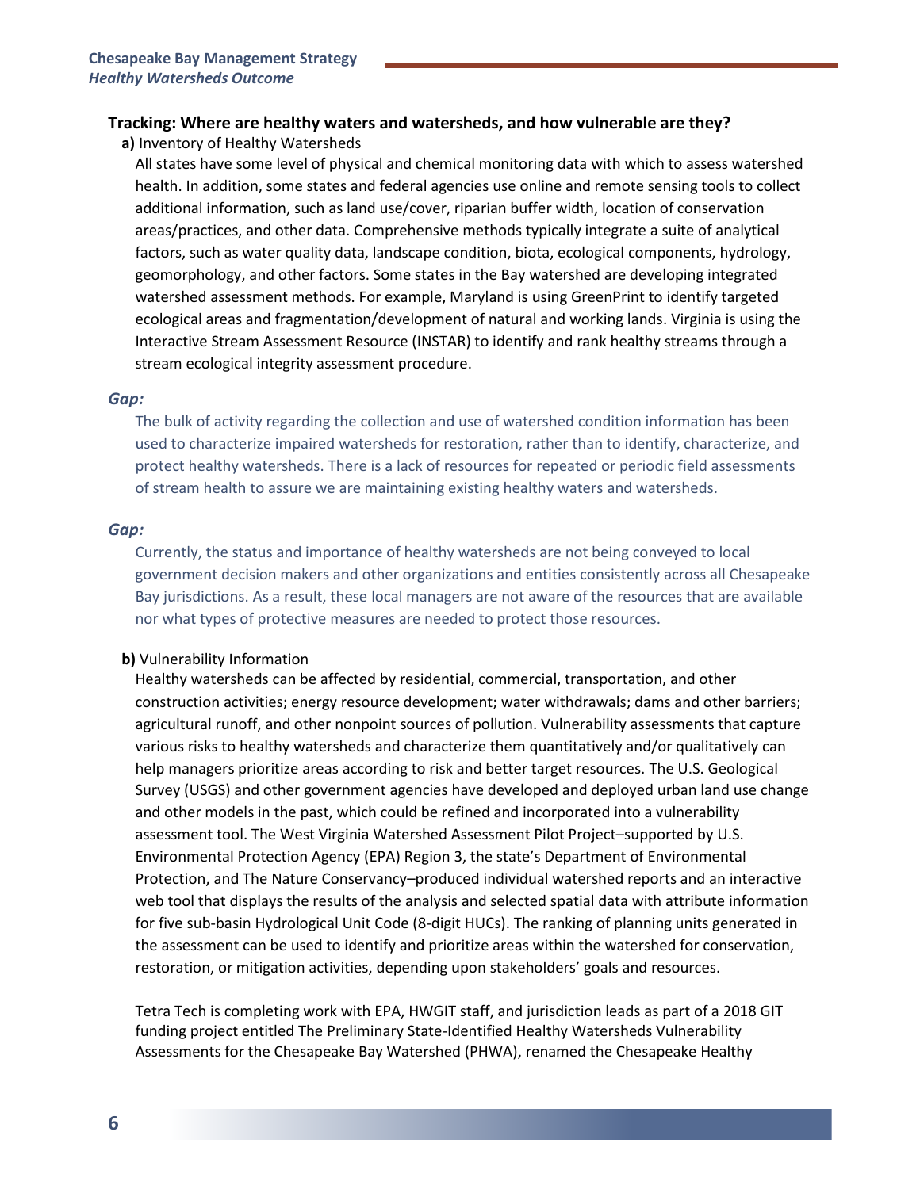### Tracking: Where are healthy waters and watersheds, and how vulnerable are they?

**a)** Inventory of Healthy Watersheds

All states have some level of physical and chemical monitoring data with which to assess watershed health. In addition, some states and federal agencies use online and remote sensing tools to collect additional information, such as land use/cover, riparian buffer width, location of conservation areas/practices, and other data. Comprehensive methods typically integrate a suite of analytical factors, such as water quality data, landscape condition, biota, ecological components, hydrology, geomorphology, and other factors. Some states in the Bay watershed are developing integrated watershed assessment methods. For example, Maryland is using GreenPrint to identify targeted ecological areas and fragmentation/development of natural and working lands. Virginia is using the Interactive Stream Assessment Resource (INSTAR) to identify and rank healthy streams through a stream ecological integrity assessment procedure.

***Gap:***

The bulk of activity regarding the collection and use of watershed condition information has been used to characterize impaired watersheds for restoration, rather than to identify, characterize, and protect healthy watersheds. There is a lack of resources for repeated or periodic field assessments of stream health to assure we are maintaining existing healthy waters and watersheds.

***Gap:***

Currently, the status and importance of healthy watersheds are not being conveyed to local government decision makers and other organizations and entities consistently across all Chesapeake Bay jurisdictions. As a result, these local managers are not aware of the resources that are available nor what types of protective measures are needed to protect those resources.

**b)** Vulnerability Information

Healthy watersheds can be affected by residential, commercial, transportation, and other construction activities; energy resource development; water withdrawals; dams and other barriers; agricultural runoff, and other nonpoint sources of pollution. Vulnerability assessments that capture various risks to healthy watersheds and characterize them quantitatively and/or qualitatively can help managers prioritize areas according to risk and better target resources. The U.S. Geological Survey (USGS) and other government agencies have developed and deployed urban land use change and other models in the past, which could be refined and incorporated into a vulnerability assessment tool. The West Virginia Watershed Assessment Pilot Project–supported by U.S. Environmental Protection Agency (EPA) Region 3, the state's Department of Environmental Protection, and The Nature Conservancy–produced individual watershed reports and an interactive web tool that displays the results of the analysis and selected spatial data with attribute information for five sub-basin Hydrological Unit Code (8-digit HUCs). The ranking of planning units generated in the assessment can be used to identify and prioritize areas within the watershed for conservation, restoration, or mitigation activities, depending upon stakeholders' goals and resources.

Tetra Tech is completing work with EPA, HWGIT staff, and jurisdiction leads as part of a 2018 GIT funding project entitled The Preliminary State-Identified Healthy Watersheds Vulnerability Assessments for the Chesapeake Bay Watershed (PHWA), renamed the Chesapeake Healthy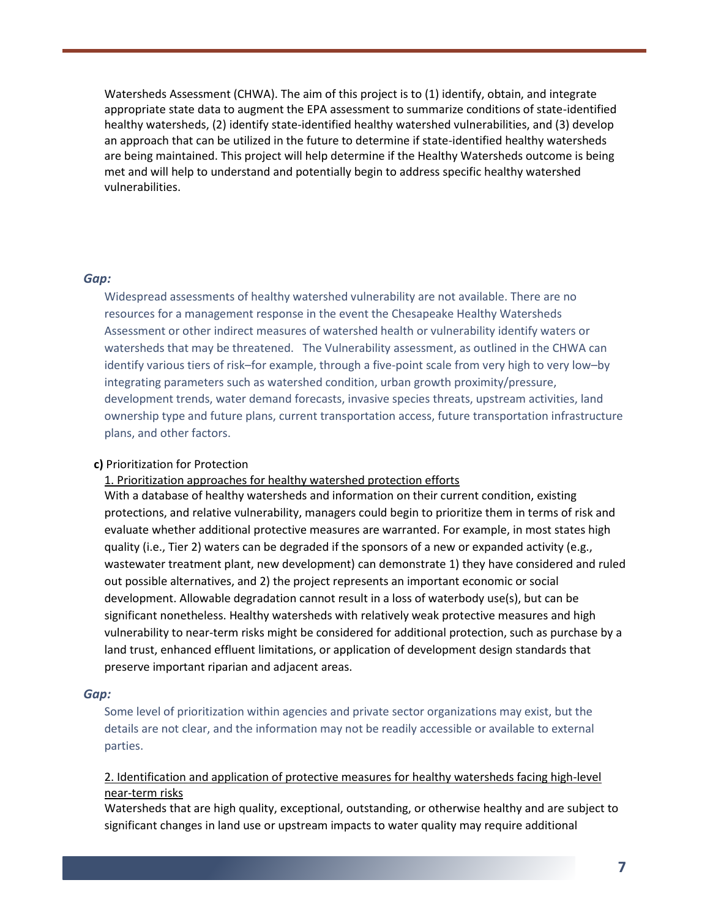Watersheds Assessment (CHWA). The aim of this project is to (1) identify, obtain, and integrate appropriate state data to augment the EPA assessment to summarize conditions of state-identified healthy watersheds, (2) identify state-identified healthy watershed vulnerabilities, and (3) develop an approach that can be utilized in the future to determine if state-identified healthy watersheds are being maintained. This project will help determine if the Healthy Watersheds outcome is being met and will help to understand and potentially begin to address specific healthy watershed vulnerabilities.

***Gap:***

Widespread assessments of healthy watershed vulnerability are not available. There are no resources for a management response in the event the Chesapeake Healthy Watersheds Assessment or other indirect measures of watershed health or vulnerability identify waters or watersheds that may be threatened. The Vulnerability assessment, as outlined in the CHWA can identify various tiers of risk–for example, through a five-point scale from very high to very low–by integrating parameters such as watershed condition, urban growth proximity/pressure, development trends, water demand forecasts, invasive species threats, upstream activities, land ownership type and future plans, current transportation access, future transportation infrastructure plans, and other factors.

**c)** Prioritization for Protection

1. Prioritization approaches for healthy watershed protection efforts

With a database of healthy watersheds and information on their current condition, existing protections, and relative vulnerability, managers could begin to prioritize them in terms of risk and evaluate whether additional protective measures are warranted. For example, in most states high quality (i.e., Tier 2) waters can be degraded if the sponsors of a new or expanded activity (e.g., wastewater treatment plant, new development) can demonstrate 1) they have considered and ruled out possible alternatives, and 2) the project represents an important economic or social development. Allowable degradation cannot result in a loss of waterbody use(s), but can be significant nonetheless. Healthy watersheds with relatively weak protective measures and high vulnerability to near-term risks might be considered for additional protection, such as purchase by a land trust, enhanced effluent limitations, or application of development design standards that preserve important riparian and adjacent areas.

***Gap:***

Some level of prioritization within agencies and private sector organizations may exist, but the details are not clear, and the information may not be readily accessible or available to external parties.

2. Identification and application of protective measures for healthy watersheds facing high-level near-term risks

Watersheds that are high quality, exceptional, outstanding, or otherwise healthy and are subject to significant changes in land use or upstream impacts to water quality may require additional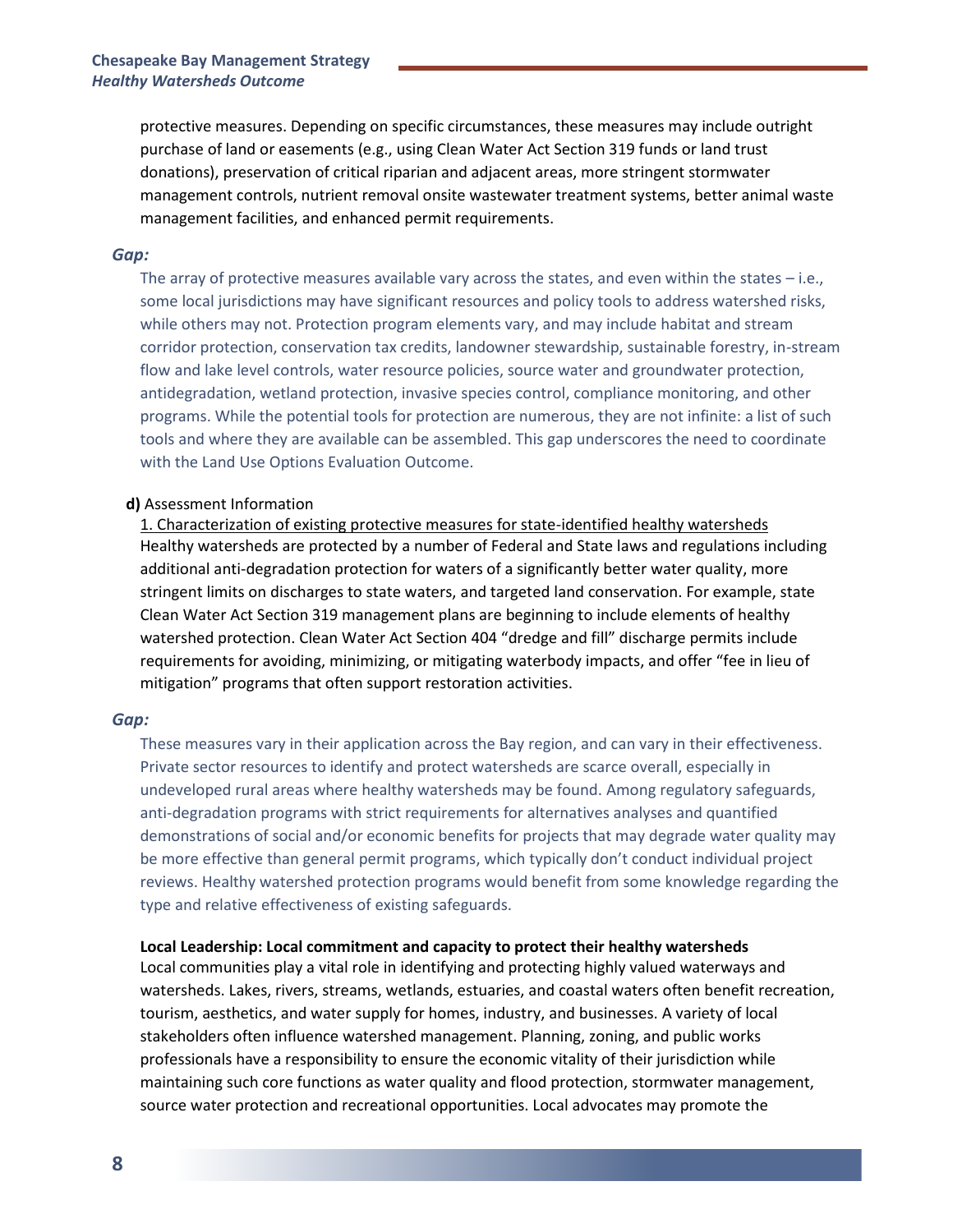protective measures. Depending on specific circumstances, these measures may include outright purchase of land or easements (e.g., using Clean Water Act Section 319 funds or land trust donations), preservation of critical riparian and adjacent areas, more stringent stormwater management controls, nutrient removal onsite wastewater treatment systems, better animal waste management facilities, and enhanced permit requirements.

### *Gap:*

The array of protective measures available vary across the states, and even within the states – i.e., some local jurisdictions may have significant resources and policy tools to address watershed risks, while others may not. Protection program elements vary, and may include habitat and stream corridor protection, conservation tax credits, landowner stewardship, sustainable forestry, in-stream flow and lake level controls, water resource policies, source water and groundwater protection, antidegradation, wetland protection, invasive species control, compliance monitoring, and other programs. While the potential tools for protection are numerous, they are not infinite: a list of such tools and where they are available can be assembled. This gap underscores the need to coordinate with the Land Use Options Evaluation Outcome.

**d)** Assessment Information

<u>1. Characterization of existing protective measures for state-identified healthy watersheds</u>

Healthy watersheds are protected by a number of Federal and State laws and regulations including additional anti-degradation protection for waters of a significantly better water quality, more stringent limits on discharges to state waters, and targeted land conservation. For example, state Clean Water Act Section 319 management plans are beginning to include elements of healthy watershed protection. Clean Water Act Section 404 "dredge and fill" discharge permits include requirements for avoiding, minimizing, or mitigating waterbody impacts, and offer "fee in lieu of mitigation" programs that often support restoration activities.

### *Gap:*

These measures vary in their application across the Bay region, and can vary in their effectiveness. Private sector resources to identify and protect watersheds are scarce overall, especially in undeveloped rural areas where healthy watersheds may be found. Among regulatory safeguards, anti-degradation programs with strict requirements for alternatives analyses and quantified demonstrations of social and/or economic benefits for projects that may degrade water quality may be more effective than general permit programs, which typically don't conduct individual project reviews. Healthy watershed protection programs would benefit from some knowledge regarding the type and relative effectiveness of existing safeguards.

**Local Leadership: Local commitment and capacity to protect their healthy watersheds**

Local communities play a vital role in identifying and protecting highly valued waterways and watersheds. Lakes, rivers, streams, wetlands, estuaries, and coastal waters often benefit recreation, tourism, aesthetics, and water supply for homes, industry, and businesses. A variety of local stakeholders often influence watershed management. Planning, zoning, and public works professionals have a responsibility to ensure the economic vitality of their jurisdiction while maintaining such core functions as water quality and flood protection, stormwater management, source water protection and recreational opportunities. Local advocates may promote the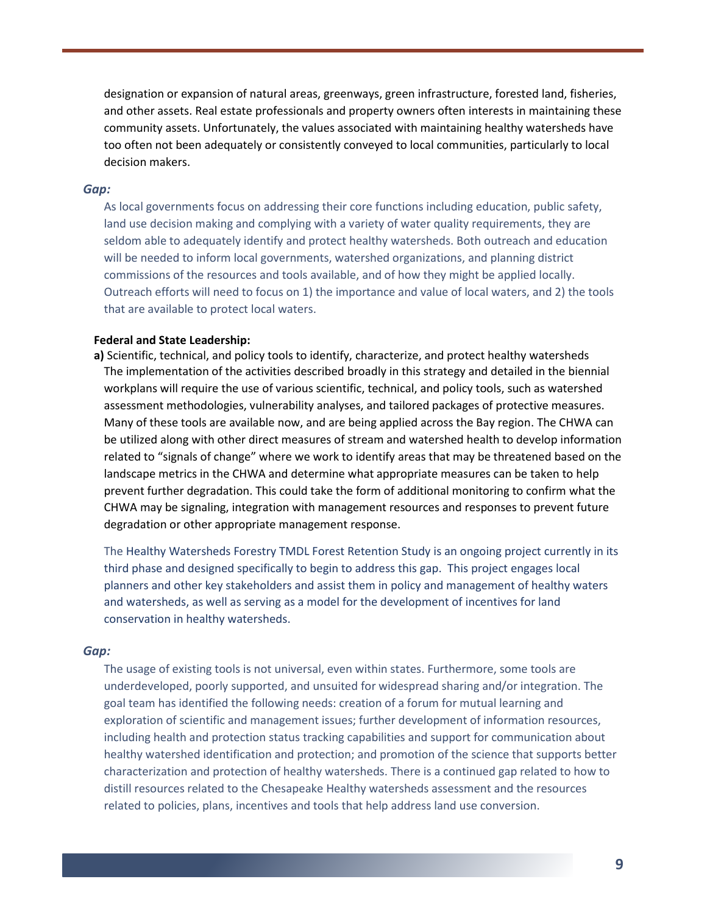designation or expansion of natural areas, greenways, green infrastructure, forested land, fisheries, and other assets. Real estate professionals and property owners often interests in maintaining these community assets. Unfortunately, the values associated with maintaining healthy watersheds have too often not been adequately or consistently conveyed to local communities, particularly to local decision makers.

***Gap:***

As local governments focus on addressing their core functions including education, public safety, land use decision making and complying with a variety of water quality requirements, they are seldom able to adequately identify and protect healthy watersheds. Both outreach and education will be needed to inform local governments, watershed organizations, and planning district commissions of the resources and tools available, and of how they might be applied locally. Outreach efforts will need to focus on 1) the importance and value of local waters, and 2) the tools that are available to protect local waters.

**Federal and State Leadership:**

**a)** Scientific, technical, and policy tools to identify, characterize, and protect healthy watersheds
The implementation of the activities described broadly in this strategy and detailed in the biennial workplans will require the use of various scientific, technical, and policy tools, such as watershed assessment methodologies, vulnerability analyses, and tailored packages of protective measures. Many of these tools are available now, and are being applied across the Bay region. The CHWA can be utilized along with other direct measures of stream and watershed health to develop information related to "signals of change" where we work to identify areas that may be threatened based on the landscape metrics in the CHWA and determine what appropriate measures can be taken to help prevent further degradation. This could take the form of additional monitoring to confirm what the CHWA may be signaling, integration with management resources and responses to prevent future degradation or other appropriate management response.

The Healthy Watersheds Forestry TMDL Forest Retention Study is an ongoing project currently in its third phase and designed specifically to begin to address this gap. This project engages local planners and other key stakeholders and assist them in policy and management of healthy waters and watersheds, as well as serving as a model for the development of incentives for land conservation in healthy watersheds.

***Gap:***

The usage of existing tools is not universal, even within states. Furthermore, some tools are underdeveloped, poorly supported, and unsuited for widespread sharing and/or integration. The goal team has identified the following needs: creation of a forum for mutual learning and exploration of scientific and management issues; further development of information resources, including health and protection status tracking capabilities and support for communication about healthy watershed identification and protection; and promotion of the science that supports better characterization and protection of healthy watersheds. There is a continued gap related to how to distill resources related to the Chesapeake Healthy watersheds assessment and the resources related to policies, plans, incentives and tools that help address land use conversion.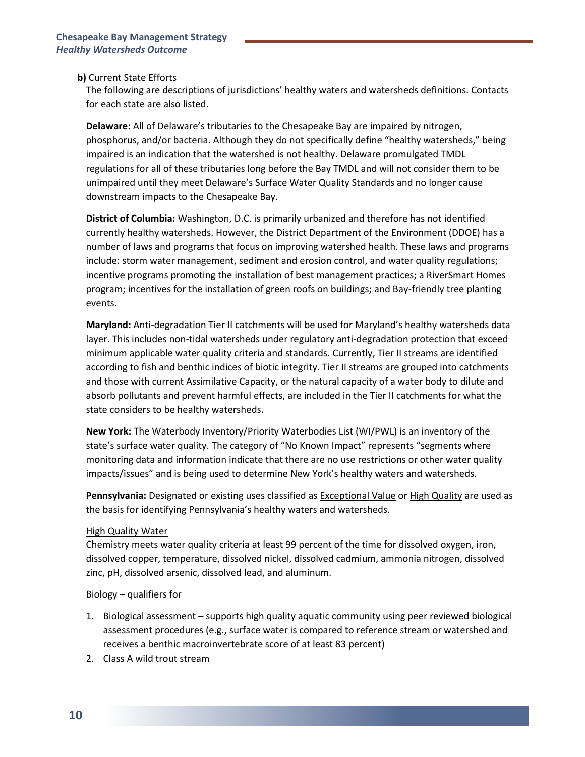**b)** Current State Efforts

The following are descriptions of jurisdictions' healthy waters and watersheds definitions. Contacts for each state are also listed.

**Delaware:** All of Delaware's tributaries to the Chesapeake Bay are impaired by nitrogen, phosphorus, and/or bacteria. Although they do not specifically define "healthy watersheds," being impaired is an indication that the watershed is not healthy. Delaware promulgated TMDL regulations for all of these tributaries long before the Bay TMDL and will not consider them to be unimpaired until they meet Delaware's Surface Water Quality Standards and no longer cause downstream impacts to the Chesapeake Bay.

**District of Columbia:** Washington, D.C. is primarily urbanized and therefore has not identified currently healthy watersheds. However, the District Department of the Environment (DDOE) has a number of laws and programs that focus on improving watershed health. These laws and programs include: storm water management, sediment and erosion control, and water quality regulations; incentive programs promoting the installation of best management practices; a RiverSmart Homes program; incentives for the installation of green roofs on buildings; and Bay-friendly tree planting events.

**Maryland:** Anti-degradation Tier II catchments will be used for Maryland's healthy watersheds data layer. This includes non-tidal watersheds under regulatory anti-degradation protection that exceed minimum applicable water quality criteria and standards. Currently, Tier II streams are identified according to fish and benthic indices of biotic integrity. Tier II streams are grouped into catchments and those with current Assimilative Capacity, or the natural capacity of a water body to dilute and absorb pollutants and prevent harmful effects, are included in the Tier II catchments for what the state considers to be healthy watersheds.

**New York:** The Waterbody Inventory/Priority Waterbodies List (WI/PWL) is an inventory of the state's surface water quality. The category of "No Known Impact" represents "segments where monitoring data and information indicate that there are no use restrictions or other water quality impacts/issues" and is being used to determine New York's healthy waters and watersheds.

**Pennsylvania:** Designated or existing uses classified as Exceptional Value or High Quality are used as the basis for identifying Pennsylvania's healthy waters and watersheds.

High Quality Water

Chemistry meets water quality criteria at least 99 percent of the time for dissolved oxygen, iron, dissolved copper, temperature, dissolved nickel, dissolved cadmium, ammonia nitrogen, dissolved zinc, pH, dissolved arsenic, dissolved lead, and aluminum.

Biology – qualifiers for

1. Biological assessment – supports high quality aquatic community using peer reviewed biological assessment procedures (e.g., surface water is compared to reference stream or watershed and receives a benthic macroinvertebrate score of at least 83 percent)
2. Class A wild trout stream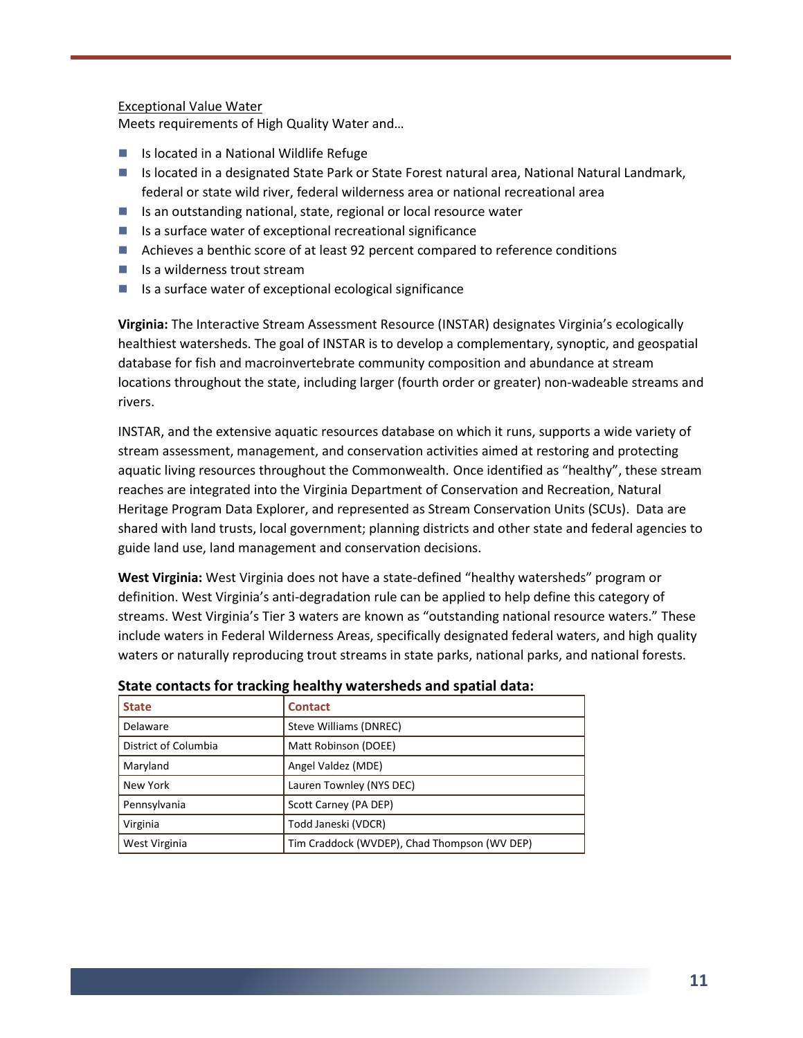<u>Exceptional Value Water</u>

Meets requirements of High Quality Water and…

- Is located in a National Wildlife Refuge
- Is located in a designated State Park or State Forest natural area, National Natural Landmark, federal or state wild river, federal wilderness area or national recreational area
- Is an outstanding national, state, regional or local resource water
- Is a surface water of exceptional recreational significance
- Achieves a benthic score of at least 92 percent compared to reference conditions
- Is a wilderness trout stream
- Is a surface water of exceptional ecological significance

**Virginia:** The Interactive Stream Assessment Resource (INSTAR) designates Virginia's ecologically healthiest watersheds. The goal of INSTAR is to develop a complementary, synoptic, and geospatial database for fish and macroinvertebrate community composition and abundance at stream locations throughout the state, including larger (fourth order or greater) non-wadeable streams and rivers.

INSTAR, and the extensive aquatic resources database on which it runs, supports a wide variety of stream assessment, management, and conservation activities aimed at restoring and protecting aquatic living resources throughout the Commonwealth. Once identified as "healthy", these stream reaches are integrated into the Virginia Department of Conservation and Recreation, Natural Heritage Program Data Explorer, and represented as Stream Conservation Units (SCUs). Data are shared with land trusts, local government; planning districts and other state and federal agencies to guide land use, land management and conservation decisions.

**West Virginia:** West Virginia does not have a state-defined "healthy watersheds" program or definition. West Virginia's anti-degradation rule can be applied to help define this category of streams. West Virginia's Tier 3 waters are known as "outstanding national resource waters." These include waters in Federal Wilderness Areas, specifically designated federal waters, and high quality waters or naturally reproducing trout streams in state parks, national parks, and national forests.

**State contacts for tracking healthy watersheds and spatial data:**

| State | Contact |
|---|---|
| Delaware | Steve Williams (DNREC) |
| District of Columbia | Matt Robinson (DOEE) |
| Maryland | Angel Valdez (MDE) |
| New York | Lauren Townley (NYS DEC) |
| Pennsylvania | Scott Carney (PA DEP) |
| Virginia | Todd Janeski (VDCR) |
| West Virginia | Tim Craddock (WVDEP), Chad Thompson (WV DEP) |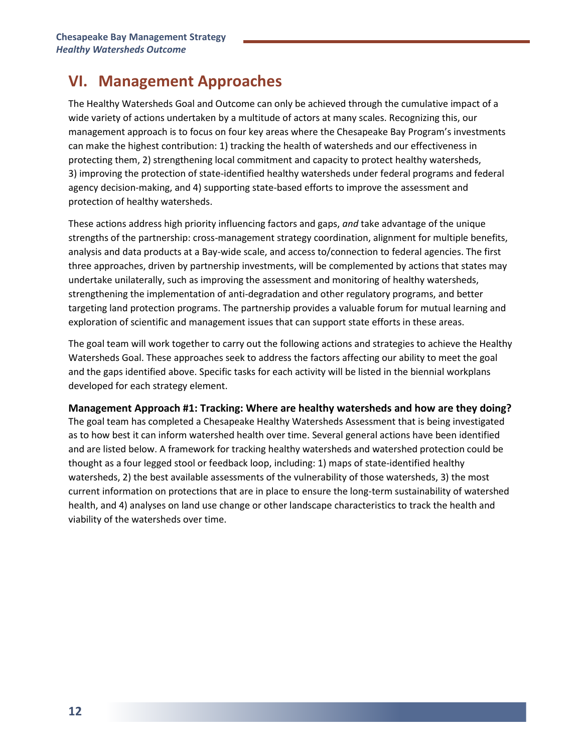## VI. Management Approaches

The Healthy Watersheds Goal and Outcome can only be achieved through the cumulative impact of a wide variety of actions undertaken by a multitude of actors at many scales. Recognizing this, our management approach is to focus on four key areas where the Chesapeake Bay Program's investments can make the highest contribution: 1) tracking the health of watersheds and our effectiveness in protecting them, 2) strengthening local commitment and capacity to protect healthy watersheds, 3) improving the protection of state-identified healthy watersheds under federal programs and federal agency decision-making, and 4) supporting state-based efforts to improve the assessment and protection of healthy watersheds.

These actions address high priority influencing factors and gaps, *and* take advantage of the unique strengths of the partnership: cross-management strategy coordination, alignment for multiple benefits, analysis and data products at a Bay-wide scale, and access to/connection to federal agencies. The first three approaches, driven by partnership investments, will be complemented by actions that states may undertake unilaterally, such as improving the assessment and monitoring of healthy watersheds, strengthening the implementation of anti-degradation and other regulatory programs, and better targeting land protection programs. The partnership provides a valuable forum for mutual learning and exploration of scientific and management issues that can support state efforts in these areas.

The goal team will work together to carry out the following actions and strategies to achieve the Healthy Watersheds Goal. These approaches seek to address the factors affecting our ability to meet the goal and the gaps identified above. Specific tasks for each activity will be listed in the biennial workplans developed for each strategy element.

**Management Approach #1: Tracking: Where are healthy watersheds and how are they doing?**
The goal team has completed a Chesapeake Healthy Watersheds Assessment that is being investigated as to how best it can inform watershed health over time. Several general actions have been identified and are listed below. A framework for tracking healthy watersheds and watershed protection could be thought as a four legged stool or feedback loop, including: 1) maps of state-identified healthy watersheds, 2) the best available assessments of the vulnerability of those watersheds, 3) the most current information on protections that are in place to ensure the long-term sustainability of watershed health, and 4) analyses on land use change or other landscape characteristics to track the health and viability of the watersheds over time.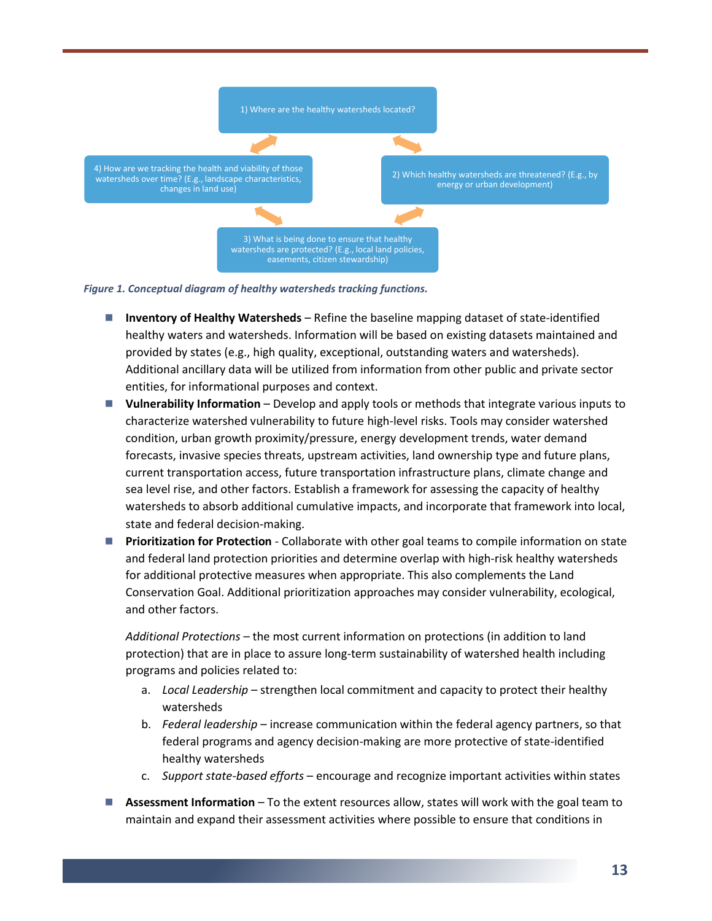1) Where are the healthy watersheds located?

2) Which healthy watersheds are threatened? (E.g., by energy or urban development)

3) What is being done to ensure that healthy watersheds are protected? (E.g., local land policies, easements, citizen stewardship)

4) How are we tracking the health and viability of those watersheds over time? (E.g., landscape characteristics, changes in land use)

***Figure 1. Conceptual diagram of healthy watersheds tracking functions.***

- **Inventory of Healthy Watersheds** – Refine the baseline mapping dataset of state-identified healthy waters and watersheds. Information will be based on existing datasets maintained and provided by states (e.g., high quality, exceptional, outstanding waters and watersheds). Additional ancillary data will be utilized from information from other public and private sector entities, for informational purposes and context.
- **Vulnerability Information** – Develop and apply tools or methods that integrate various inputs to characterize watershed vulnerability to future high-level risks. Tools may consider watershed condition, urban growth proximity/pressure, energy development trends, water demand forecasts, invasive species threats, upstream activities, land ownership type and future plans, current transportation access, future transportation infrastructure plans, climate change and sea level rise, and other factors. Establish a framework for assessing the capacity of healthy watersheds to absorb additional cumulative impacts, and incorporate that framework into local, state and federal decision-making.
- **Prioritization for Protection** - Collaborate with other goal teams to compile information on state and federal land protection priorities and determine overlap with high-risk healthy watersheds for additional protective measures when appropriate. This also complements the Land Conservation Goal. Additional prioritization approaches may consider vulnerability, ecological, and other factors.

  *Additional Protections* – the most current information on protections (in addition to land protection) that are in place to assure long-term sustainability of watershed health including programs and policies related to:

  a. *Local Leadership* – strengthen local commitment and capacity to protect their healthy watersheds
  b. *Federal leadership* – increase communication within the federal agency partners, so that federal programs and agency decision-making are more protective of state-identified healthy watersheds
  c. *Support state-based efforts* – encourage and recognize important activities within states

- **Assessment Information** – To the extent resources allow, states will work with the goal team to maintain and expand their assessment activities where possible to ensure that conditions in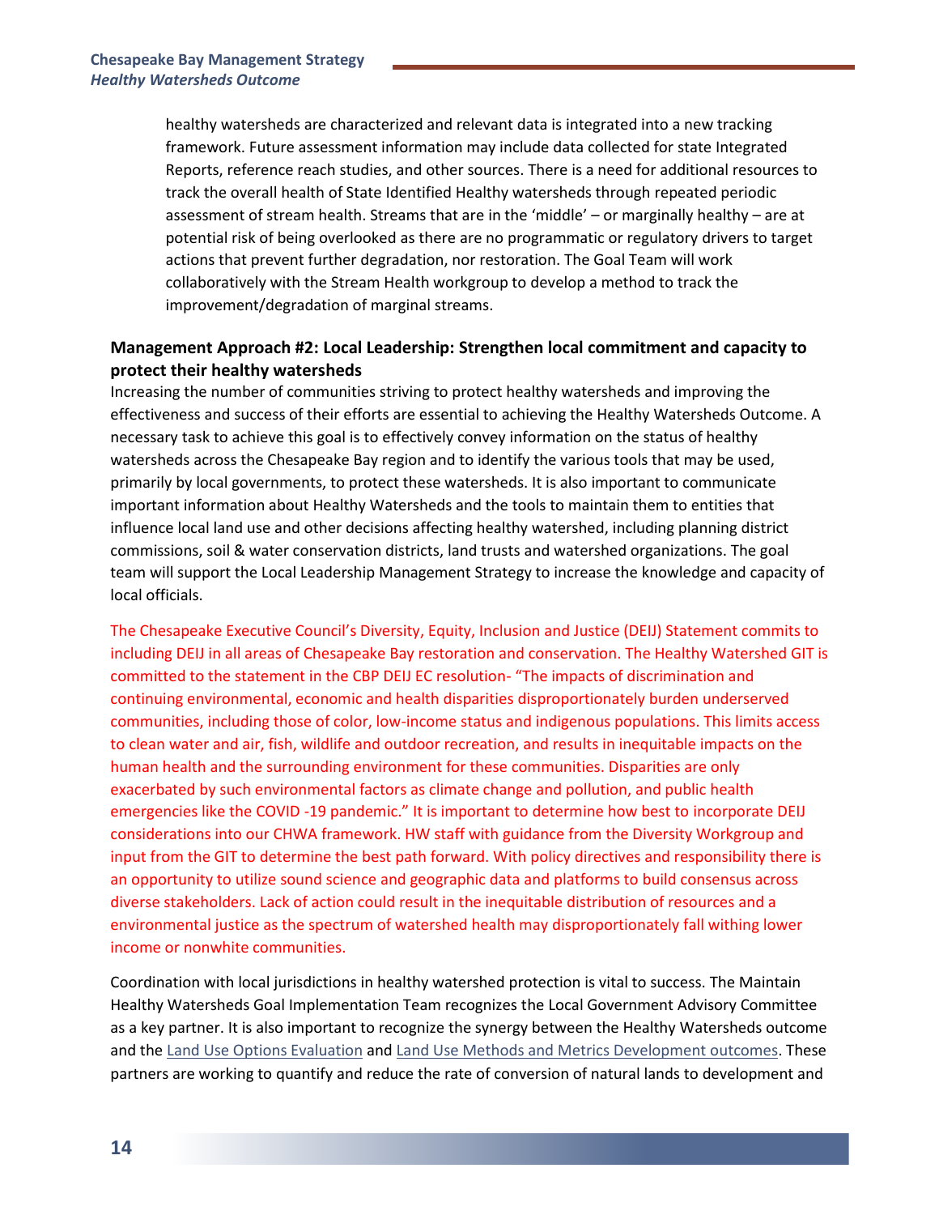healthy watersheds are characterized and relevant data is integrated into a new tracking framework. Future assessment information may include data collected for state Integrated Reports, reference reach studies, and other sources. There is a need for additional resources to track the overall health of State Identified Healthy watersheds through repeated periodic assessment of stream health. Streams that are in the 'middle' – or marginally healthy – are at potential risk of being overlooked as there are no programmatic or regulatory drivers to target actions that prevent further degradation, nor restoration. The Goal Team will work collaboratively with the Stream Health workgroup to develop a method to track the improvement/degradation of marginal streams.

### Management Approach #2: Local Leadership: Strengthen local commitment and capacity to protect their healthy watersheds

Increasing the number of communities striving to protect healthy watersheds and improving the effectiveness and success of their efforts are essential to achieving the Healthy Watersheds Outcome. A necessary task to achieve this goal is to effectively convey information on the status of healthy watersheds across the Chesapeake Bay region and to identify the various tools that may be used, primarily by local governments, to protect these watersheds. It is also important to communicate important information about Healthy Watersheds and the tools to maintain them to entities that influence local land use and other decisions affecting healthy watershed, including planning district commissions, soil & water conservation districts, land trusts and watershed organizations. The goal team will support the Local Leadership Management Strategy to increase the knowledge and capacity of local officials.

The Chesapeake Executive Council's Diversity, Equity, Inclusion and Justice (DEIJ) Statement commits to including DEIJ in all areas of Chesapeake Bay restoration and conservation. The Healthy Watershed GIT is committed to the statement in the CBP DEIJ EC resolution- "The impacts of discrimination and continuing environmental, economic and health disparities disproportionately burden underserved communities, including those of color, low-income status and indigenous populations. This limits access to clean water and air, fish, wildlife and outdoor recreation, and results in inequitable impacts on the human health and the surrounding environment for these communities. Disparities are only exacerbated by such environmental factors as climate change and pollution, and public health emergencies like the COVID -19 pandemic." It is important to determine how best to incorporate DEIJ considerations into our CHWA framework. HW staff with guidance from the Diversity Workgroup and input from the GIT to determine the best path forward. With policy directives and responsibility there is an opportunity to utilize sound science and geographic data and platforms to build consensus across diverse stakeholders. Lack of action could result in the inequitable distribution of resources and a environmental justice as the spectrum of watershed health may disproportionately fall withing lower income or nonwhite communities.

Coordination with local jurisdictions in healthy watershed protection is vital to success. The Maintain Healthy Watersheds Goal Implementation Team recognizes the Local Government Advisory Committee as a key partner. It is also important to recognize the synergy between the Healthy Watersheds outcome and the Land Use Options Evaluation and Land Use Methods and Metrics Development outcomes. These partners are working to quantify and reduce the rate of conversion of natural lands to development and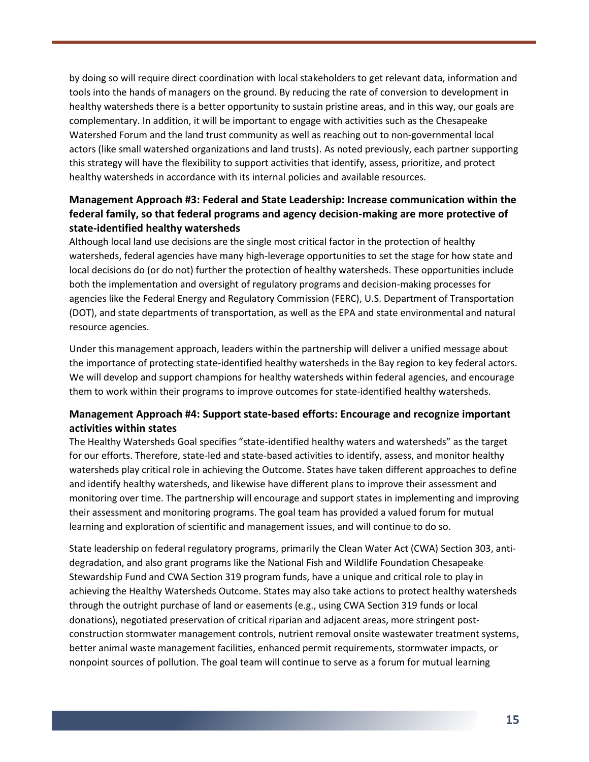by doing so will require direct coordination with local stakeholders to get relevant data, information and tools into the hands of managers on the ground. By reducing the rate of conversion to development in healthy watersheds there is a better opportunity to sustain pristine areas, and in this way, our goals are complementary. In addition, it will be important to engage with activities such as the Chesapeake Watershed Forum and the land trust community as well as reaching out to non-governmental local actors (like small watershed organizations and land trusts). As noted previously, each partner supporting this strategy will have the flexibility to support activities that identify, assess, prioritize, and protect healthy watersheds in accordance with its internal policies and available resources.

### Management Approach #3: Federal and State Leadership: Increase communication within the federal family, so that federal programs and agency decision-making are more protective of state-identified healthy watersheds

Although local land use decisions are the single most critical factor in the protection of healthy watersheds, federal agencies have many high-leverage opportunities to set the stage for how state and local decisions do (or do not) further the protection of healthy watersheds. These opportunities include both the implementation and oversight of regulatory programs and decision-making processes for agencies like the Federal Energy and Regulatory Commission (FERC), U.S. Department of Transportation (DOT), and state departments of transportation, as well as the EPA and state environmental and natural resource agencies.

Under this management approach, leaders within the partnership will deliver a unified message about the importance of protecting state-identified healthy watersheds in the Bay region to key federal actors. We will develop and support champions for healthy watersheds within federal agencies, and encourage them to work within their programs to improve outcomes for state-identified healthy watersheds.

### Management Approach #4: Support state-based efforts: Encourage and recognize important activities within states

The Healthy Watersheds Goal specifies "state-identified healthy waters and watersheds" as the target for our efforts. Therefore, state-led and state-based activities to identify, assess, and monitor healthy watersheds play critical role in achieving the Outcome. States have taken different approaches to define and identify healthy watersheds, and likewise have different plans to improve their assessment and monitoring over time. The partnership will encourage and support states in implementing and improving their assessment and monitoring programs. The goal team has provided a valued forum for mutual learning and exploration of scientific and management issues, and will continue to do so.

State leadership on federal regulatory programs, primarily the Clean Water Act (CWA) Section 303, anti-degradation, and also grant programs like the National Fish and Wildlife Foundation Chesapeake Stewardship Fund and CWA Section 319 program funds, have a unique and critical role to play in achieving the Healthy Watersheds Outcome. States may also take actions to protect healthy watersheds through the outright purchase of land or easements (e.g., using CWA Section 319 funds or local donations), negotiated preservation of critical riparian and adjacent areas, more stringent post-construction stormwater management controls, nutrient removal onsite wastewater treatment systems, better animal waste management facilities, enhanced permit requirements, stormwater impacts, or nonpoint sources of pollution. The goal team will continue to serve as a forum for mutual learning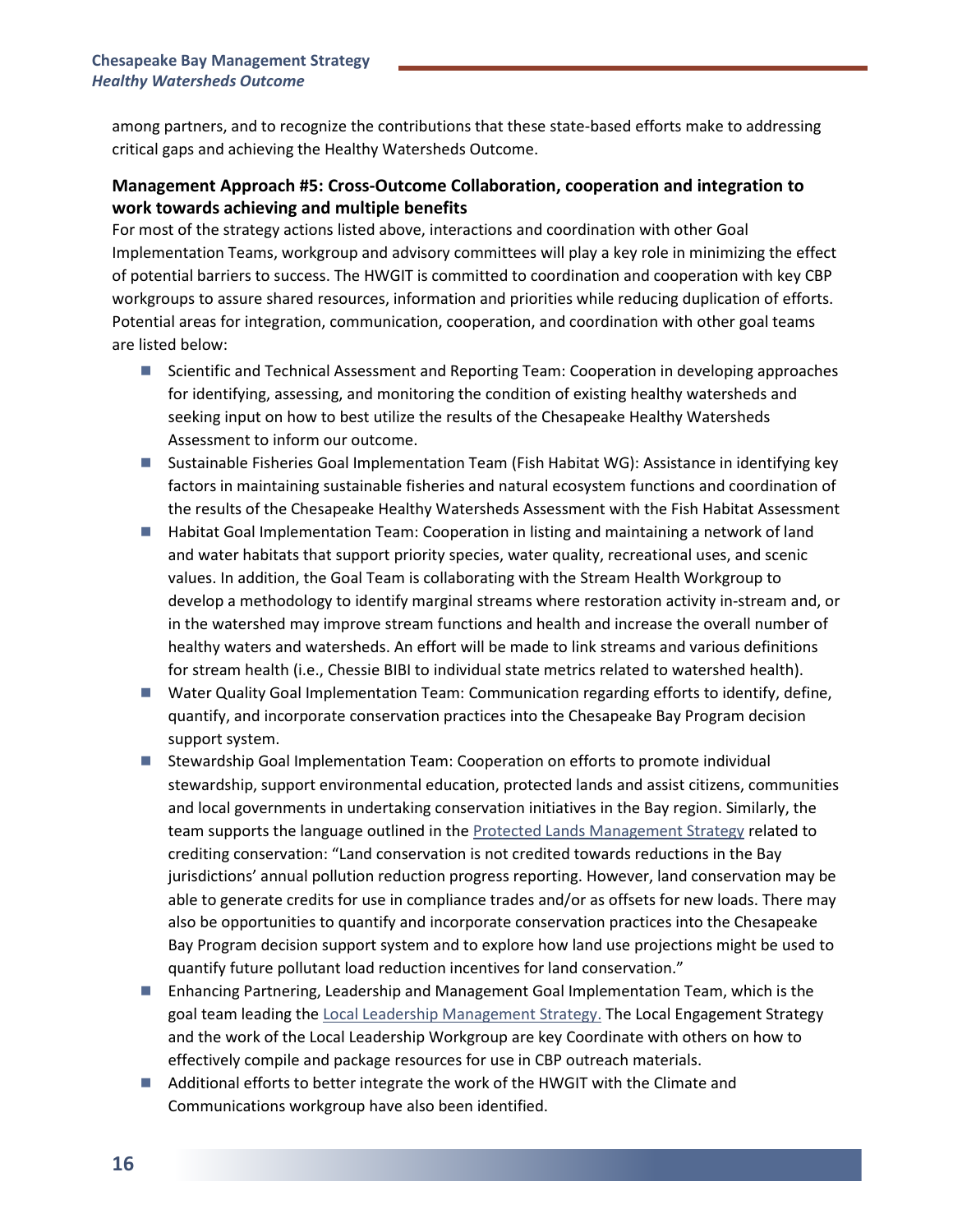among partners, and to recognize the contributions that these state-based efforts make to addressing critical gaps and achieving the Healthy Watersheds Outcome.

### Management Approach #5: Cross-Outcome Collaboration, cooperation and integration to work towards achieving and multiple benefits

For most of the strategy actions listed above, interactions and coordination with other Goal Implementation Teams, workgroup and advisory committees will play a key role in minimizing the effect of potential barriers to success. The HWGIT is committed to coordination and cooperation with key CBP workgroups to assure shared resources, information and priorities while reducing duplication of efforts. Potential areas for integration, communication, cooperation, and coordination with other goal teams are listed below:

- Scientific and Technical Assessment and Reporting Team: Cooperation in developing approaches for identifying, assessing, and monitoring the condition of existing healthy watersheds and seeking input on how to best utilize the results of the Chesapeake Healthy Watersheds Assessment to inform our outcome.
- Sustainable Fisheries Goal Implementation Team (Fish Habitat WG): Assistance in identifying key factors in maintaining sustainable fisheries and natural ecosystem functions and coordination of the results of the Chesapeake Healthy Watersheds Assessment with the Fish Habitat Assessment
- Habitat Goal Implementation Team: Cooperation in listing and maintaining a network of land and water habitats that support priority species, water quality, recreational uses, and scenic values. In addition, the Goal Team is collaborating with the Stream Health Workgroup to develop a methodology to identify marginal streams where restoration activity in-stream and, or in the watershed may improve stream functions and health and increase the overall number of healthy waters and watersheds. An effort will be made to link streams and various definitions for stream health (i.e., Chessie BIBI to individual state metrics related to watershed health).
- Water Quality Goal Implementation Team: Communication regarding efforts to identify, define, quantify, and incorporate conservation practices into the Chesapeake Bay Program decision support system.
- Stewardship Goal Implementation Team: Cooperation on efforts to promote individual stewardship, support environmental education, protected lands and assist citizens, communities and local governments in undertaking conservation initiatives in the Bay region. Similarly, the team supports the language outlined in the Protected Lands Management Strategy related to crediting conservation: "Land conservation is not credited towards reductions in the Bay jurisdictions' annual pollution reduction progress reporting. However, land conservation may be able to generate credits for use in compliance trades and/or as offsets for new loads. There may also be opportunities to quantify and incorporate conservation practices into the Chesapeake Bay Program decision support system and to explore how land use projections might be used to quantify future pollutant load reduction incentives for land conservation."
- Enhancing Partnering, Leadership and Management Goal Implementation Team, which is the goal team leading the Local Leadership Management Strategy. The Local Engagement Strategy and the work of the Local Leadership Workgroup are key Coordinate with others on how to effectively compile and package resources for use in CBP outreach materials.
- Additional efforts to better integrate the work of the HWGIT with the Climate and Communications workgroup have also been identified.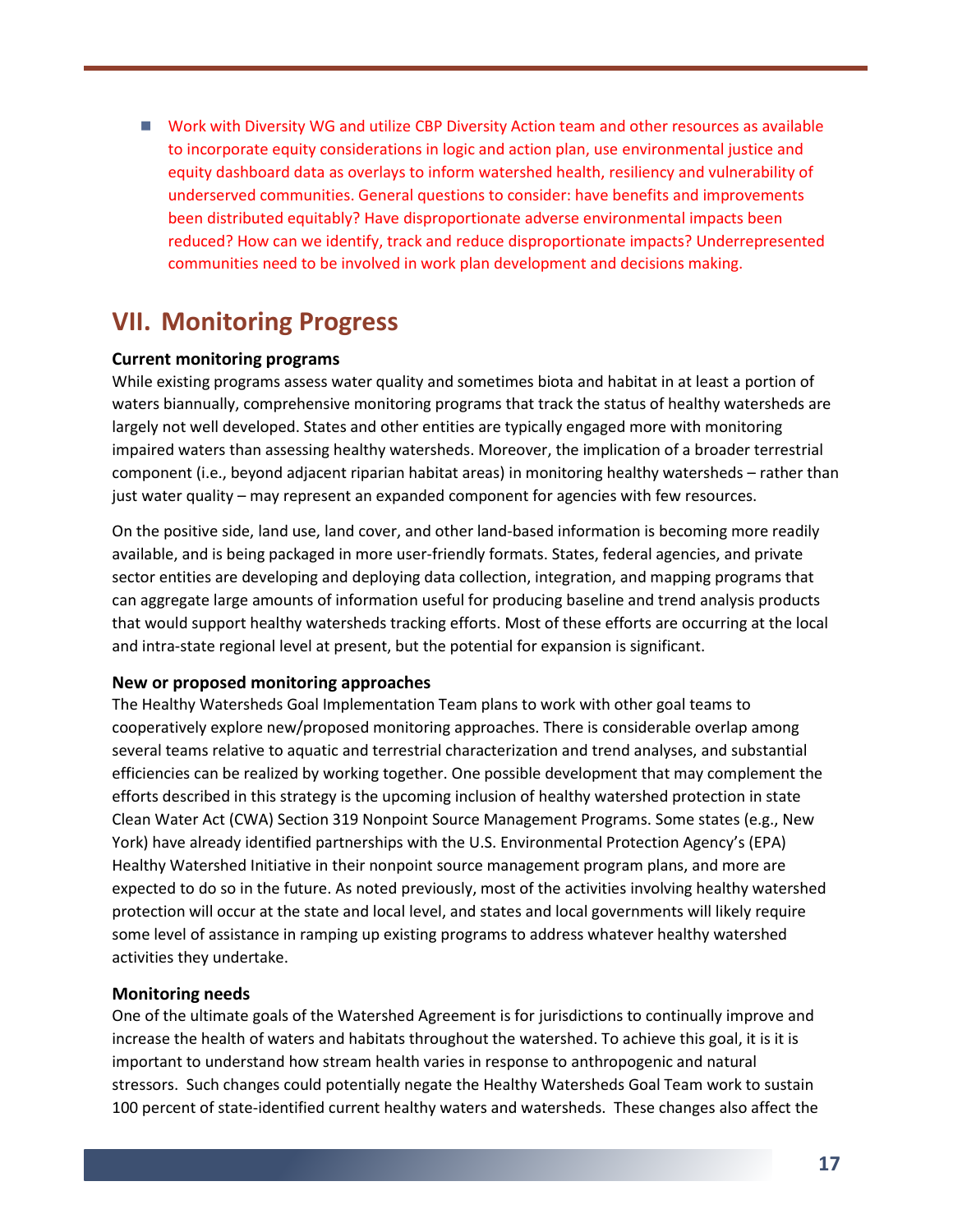- Work with Diversity WG and utilize CBP Diversity Action team and other resources as available to incorporate equity considerations in logic and action plan, use environmental justice and equity dashboard data as overlays to inform watershed health, resiliency and vulnerability of underserved communities. General questions to consider: have benefits and improvements been distributed equitably? Have disproportionate adverse environmental impacts been reduced? How can we identify, track and reduce disproportionate impacts? Underrepresented communities need to be involved in work plan development and decisions making.

## VII. Monitoring Progress

**Current monitoring programs**

While existing programs assess water quality and sometimes biota and habitat in at least a portion of waters biannually, comprehensive monitoring programs that track the status of healthy watersheds are largely not well developed. States and other entities are typically engaged more with monitoring impaired waters than assessing healthy watersheds. Moreover, the implication of a broader terrestrial component (i.e., beyond adjacent riparian habitat areas) in monitoring healthy watersheds – rather than just water quality – may represent an expanded component for agencies with few resources.

On the positive side, land use, land cover, and other land-based information is becoming more readily available, and is being packaged in more user-friendly formats. States, federal agencies, and private sector entities are developing and deploying data collection, integration, and mapping programs that can aggregate large amounts of information useful for producing baseline and trend analysis products that would support healthy watersheds tracking efforts. Most of these efforts are occurring at the local and intra-state regional level at present, but the potential for expansion is significant.

**New or proposed monitoring approaches**

The Healthy Watersheds Goal Implementation Team plans to work with other goal teams to cooperatively explore new/proposed monitoring approaches. There is considerable overlap among several teams relative to aquatic and terrestrial characterization and trend analyses, and substantial efficiencies can be realized by working together. One possible development that may complement the efforts described in this strategy is the upcoming inclusion of healthy watershed protection in state Clean Water Act (CWA) Section 319 Nonpoint Source Management Programs. Some states (e.g., New York) have already identified partnerships with the U.S. Environmental Protection Agency's (EPA) Healthy Watershed Initiative in their nonpoint source management program plans, and more are expected to do so in the future. As noted previously, most of the activities involving healthy watershed protection will occur at the state and local level, and states and local governments will likely require some level of assistance in ramping up existing programs to address whatever healthy watershed activities they undertake.

**Monitoring needs**

One of the ultimate goals of the Watershed Agreement is for jurisdictions to continually improve and increase the health of waters and habitats throughout the watershed. To achieve this goal, it is it is important to understand how stream health varies in response to anthropogenic and natural stressors. Such changes could potentially negate the Healthy Watersheds Goal Team work to sustain 100 percent of state-identified current healthy waters and watersheds. These changes also affect the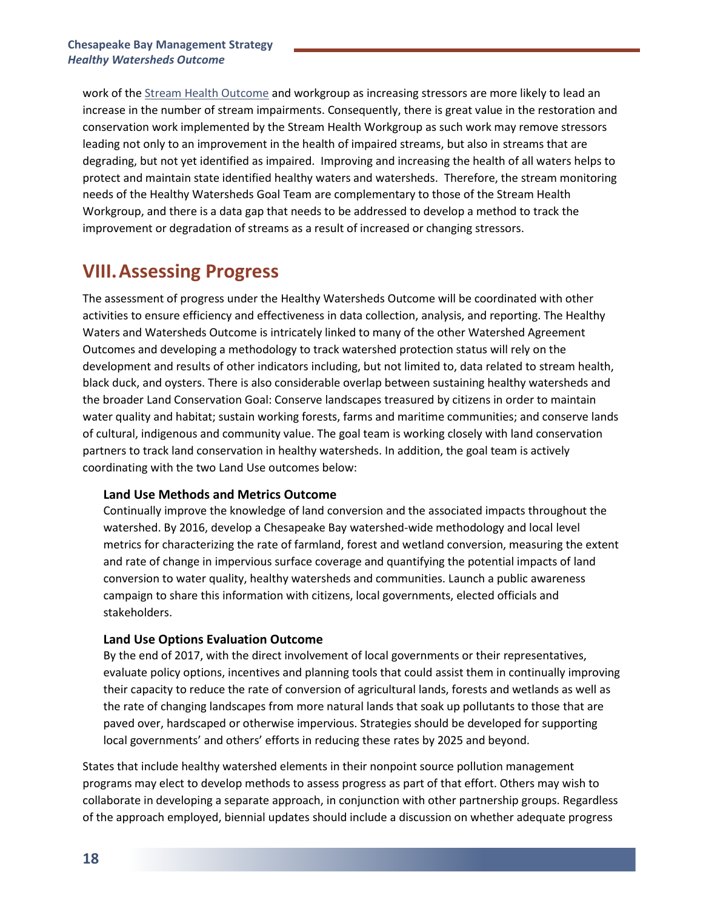work of the Stream Health Outcome and workgroup as increasing stressors are more likely to lead an increase in the number of stream impairments. Consequently, there is great value in the restoration and conservation work implemented by the Stream Health Workgroup as such work may remove stressors leading not only to an improvement in the health of impaired streams, but also in streams that are degrading, but not yet identified as impaired. Improving and increasing the health of all waters helps to protect and maintain state identified healthy waters and watersheds. Therefore, the stream monitoring needs of the Healthy Watersheds Goal Team are complementary to those of the Stream Health Workgroup, and there is a data gap that needs to be addressed to develop a method to track the improvement or degradation of streams as a result of increased or changing stressors.

## VIII. Assessing Progress

The assessment of progress under the Healthy Watersheds Outcome will be coordinated with other activities to ensure efficiency and effectiveness in data collection, analysis, and reporting. The Healthy Waters and Watersheds Outcome is intricately linked to many of the other Watershed Agreement Outcomes and developing a methodology to track watershed protection status will rely on the development and results of other indicators including, but not limited to, data related to stream health, black duck, and oysters. There is also considerable overlap between sustaining healthy watersheds and the broader Land Conservation Goal: Conserve landscapes treasured by citizens in order to maintain water quality and habitat; sustain working forests, farms and maritime communities; and conserve lands of cultural, indigenous and community value. The goal team is working closely with land conservation partners to track land conservation in healthy watersheds. In addition, the goal team is actively coordinating with the two Land Use outcomes below:

**Land Use Methods and Metrics Outcome**
Continually improve the knowledge of land conversion and the associated impacts throughout the watershed. By 2016, develop a Chesapeake Bay watershed-wide methodology and local level metrics for characterizing the rate of farmland, forest and wetland conversion, measuring the extent and rate of change in impervious surface coverage and quantifying the potential impacts of land conversion to water quality, healthy watersheds and communities. Launch a public awareness campaign to share this information with citizens, local governments, elected officials and stakeholders.

**Land Use Options Evaluation Outcome**
By the end of 2017, with the direct involvement of local governments or their representatives, evaluate policy options, incentives and planning tools that could assist them in continually improving their capacity to reduce the rate of conversion of agricultural lands, forests and wetlands as well as the rate of changing landscapes from more natural lands that soak up pollutants to those that are paved over, hardscaped or otherwise impervious. Strategies should be developed for supporting local governments' and others' efforts in reducing these rates by 2025 and beyond.

States that include healthy watershed elements in their nonpoint source pollution management programs may elect to develop methods to assess progress as part of that effort. Others may wish to collaborate in developing a separate approach, in conjunction with other partnership groups. Regardless of the approach employed, biennial updates should include a discussion on whether adequate progress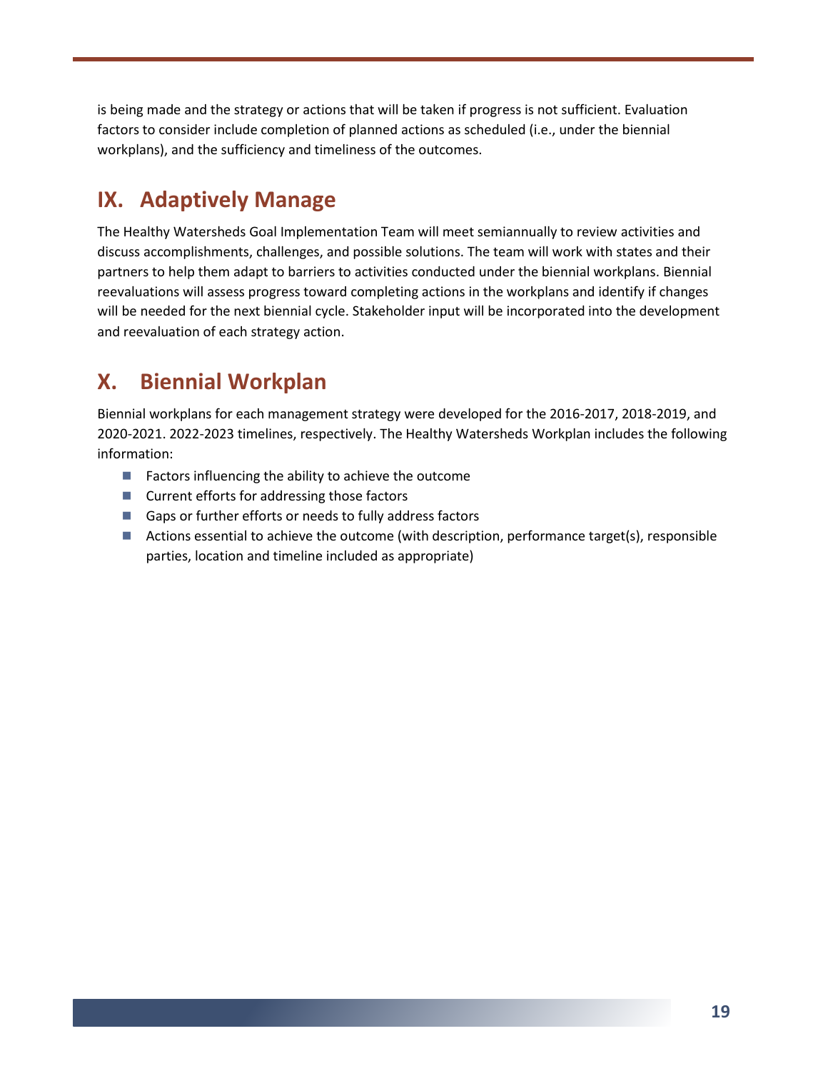is being made and the strategy or actions that will be taken if progress is not sufficient. Evaluation factors to consider include completion of planned actions as scheduled (i.e., under the biennial workplans), and the sufficiency and timeliness of the outcomes.

## IX. Adaptively Manage

The Healthy Watersheds Goal Implementation Team will meet semiannually to review activities and discuss accomplishments, challenges, and possible solutions. The team will work with states and their partners to help them adapt to barriers to activities conducted under the biennial workplans. Biennial reevaluations will assess progress toward completing actions in the workplans and identify if changes will be needed for the next biennial cycle. Stakeholder input will be incorporated into the development and reevaluation of each strategy action.

## X. Biennial Workplan

Biennial workplans for each management strategy were developed for the 2016-2017, 2018-2019, and 2020-2021. 2022-2023 timelines, respectively. The Healthy Watersheds Workplan includes the following information:

- Factors influencing the ability to achieve the outcome
- Current efforts for addressing those factors
- Gaps or further efforts or needs to fully address factors
- Actions essential to achieve the outcome (with description, performance target(s), responsible parties, location and timeline included as appropriate)